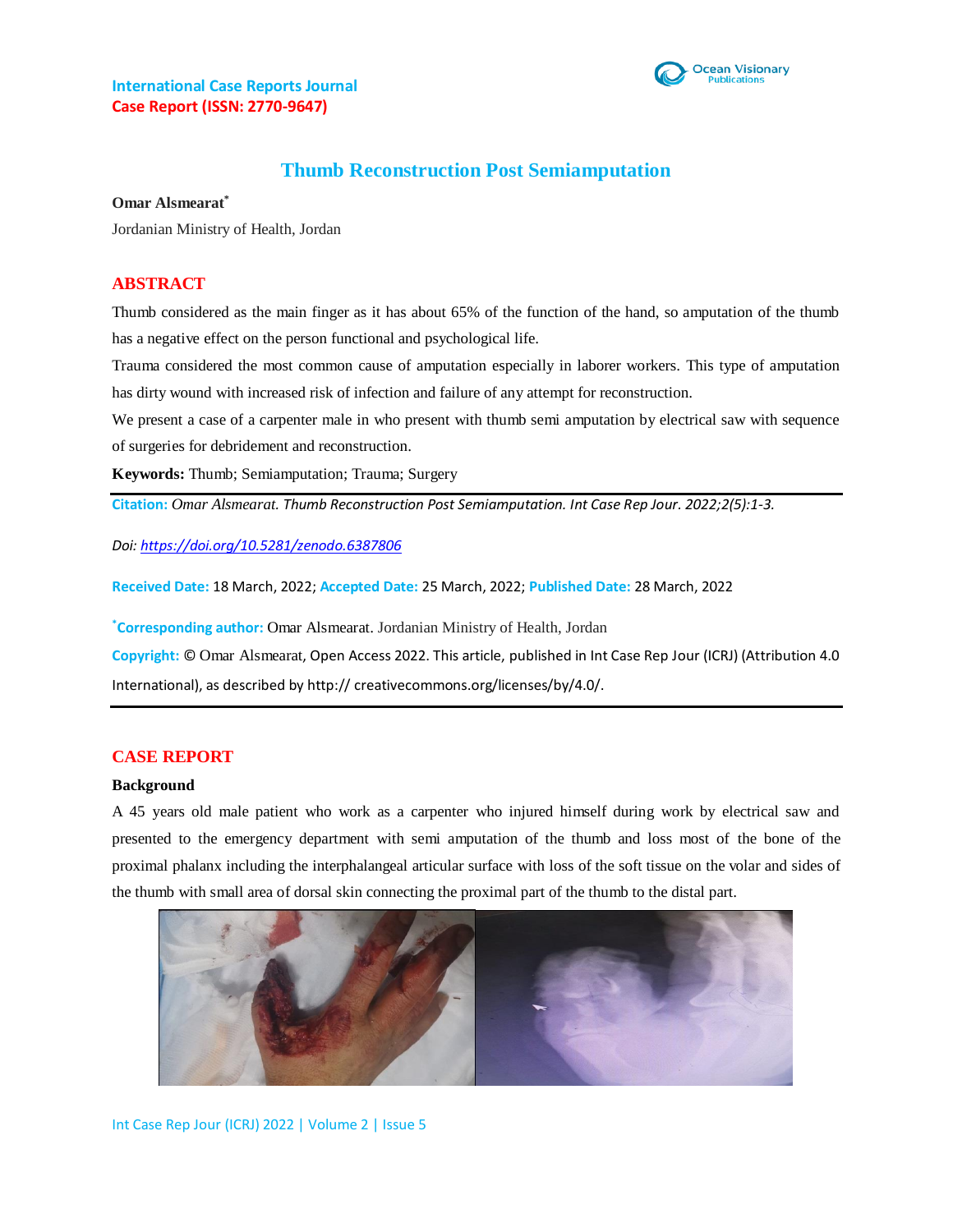International Case Reports Journal
Case Report (ISSN: 2770-9647)

# Thumb Reconstruction Post Semiamputation

**Omar Alsmearat***

Jordanian Ministry of Health, Jordan

## ABSTRACT

Thumb considered as the main finger as it has about 65% of the function of the hand, so amputation of the thumb has a negative effect on the person functional and psychological life.

Trauma considered the most common cause of amputation especially in laborer workers. This type of amputation has dirty wound with increased risk of infection and failure of any attempt for reconstruction.

We present a case of a carpenter male in who present with thumb semi amputation by electrical saw with sequence of surgeries for debridement and reconstruction.

**Keywords:** Thumb; Semiamputation; Trauma; Surgery

**Citation:** *Omar Alsmearat. Thumb Reconstruction Post Semiamputation. Int Case Rep Jour. 2022;2(5):1-3.*

*Doi: https://doi.org/10.5281/zenodo.6387806*

**Received Date:** 18 March, 2022; **Accepted Date:** 25 March, 2022; **Published Date:** 28 March, 2022

***Corresponding author:** Omar Alsmearat. Jordanian Ministry of Health, Jordan

**Copyright:** © Omar Alsmearat, Open Access 2022. This article, published in Int Case Rep Jour (ICRJ) (Attribution 4.0 International), as described by http:// creativecommons.org/licenses/by/4.0/.

## CASE REPORT

### Background

A 45 years old male patient who work as a carpenter who injured himself during work by electrical saw and presented to the emergency department with semi amputation of the thumb and loss most of the bone of the proximal phalanx including the interphalangeal articular surface with loss of the soft tissue on the volar and sides of the thumb with small area of dorsal skin connecting the proximal part of the thumb to the distal part.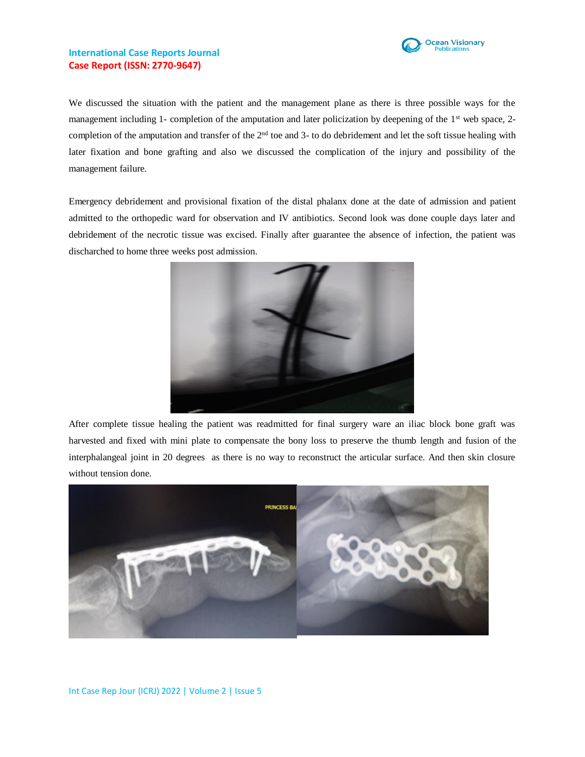We discussed the situation with the patient and the management plane as there is three possible ways for the management including 1- completion of the amputation and later policization by deepening of the 1st web space, 2- completion of the amputation and transfer of the 2nd toe and 3- to do debridement and let the soft tissue healing with later fixation and bone grafting and also we discussed the complication of the injury and possibility of the management failure.

Emergency debridement and provisional fixation of the distal phalanx done at the date of admission and patient admitted to the orthopedic ward for observation and IV antibiotics. Second look was done couple days later and debridement of the necrotic tissue was excised. Finally after guarantee the absence of infection, the patient was discharched to home three weeks post admission.

After complete tissue healing the patient was readmitted for final surgery ware an iliac block bone graft was harvested and fixed with mini plate to compensate the bony loss to preserve the thumb length and fusion of the interphalangeal joint in 20 degrees as there is no way to reconstruct the articular surface. And then skin closure without tension done.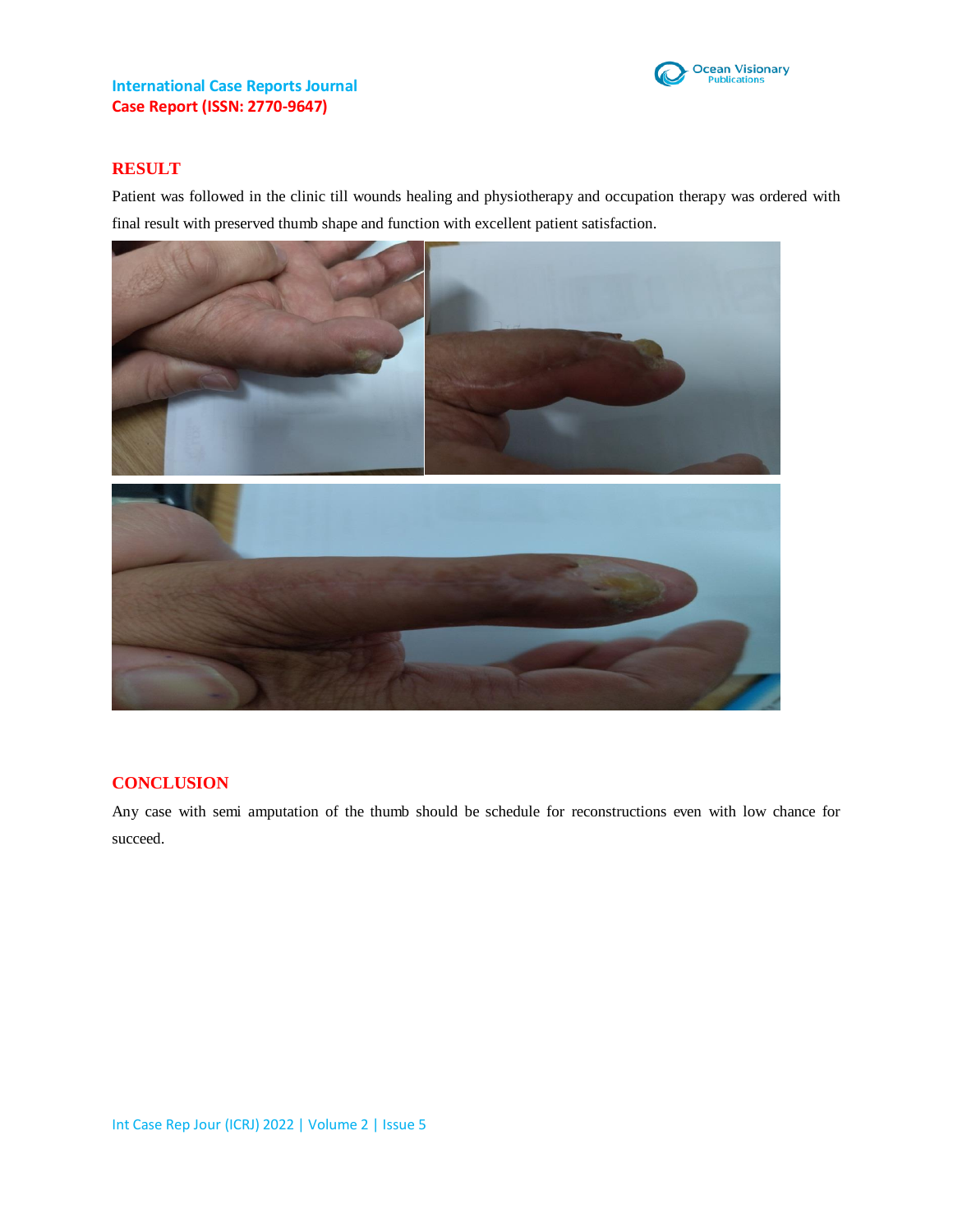## RESULT

Patient was followed in the clinic till wounds healing and physiotherapy and occupation therapy was ordered with final result with preserved thumb shape and function with excellent patient satisfaction.

## CONCLUSION

Any case with semi amputation of the thumb should be schedule for reconstructions even with low chance for succeed.